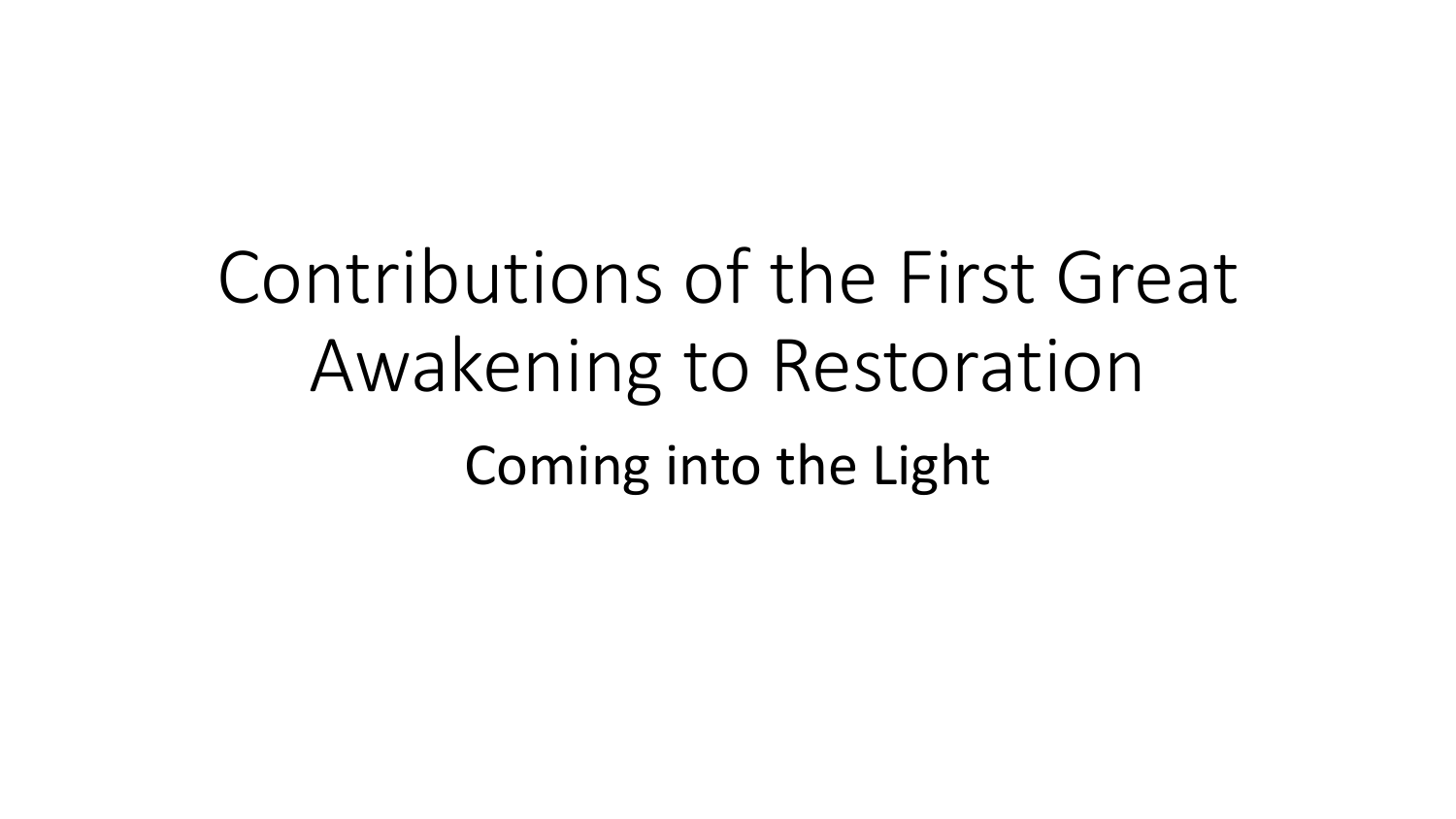# Contributions of the First Great Awakening to Restoration

## Coming into the Light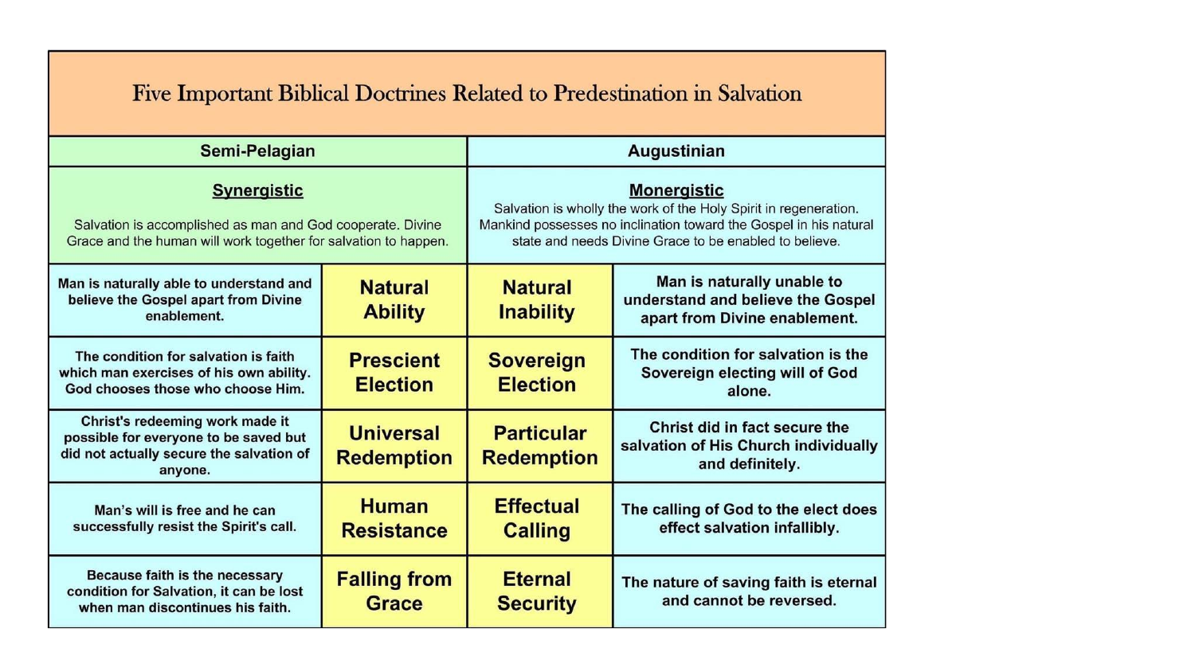# Five Important Biblical Doctrines Related to Predestination in Salvation

| Semi-Pelagian | | Augustinian | |
|---|---|---|---|
| **Synergistic** — Salvation is accomplished as man and God cooperate. Divine Grace and the human will work together for salvation to happen. | | **Monergistic** — Salvation is wholly the work of the Holy Spirit in regeneration. Mankind possesses no inclination toward the Gospel in his natural state and needs Divine Grace to be enabled to believe. | |
| Man is naturally able to understand and believe the Gospel apart from Divine enablement. | **Natural Ability** | **Natural Inability** | Man is naturally unable to understand and believe the Gospel apart from Divine enablement. |
| The condition for salvation is faith which man exercises of his own ability. God chooses those who choose Him. | **Prescient Election** | **Sovereign Election** | The condition for salvation is the Sovereign electing will of God alone. |
| Christ's redeeming work made it possible for everyone to be saved but did not actually secure the salvation of anyone. | **Universal Redemption** | **Particular Redemption** | Christ did in fact secure the salvation of His Church individually and definitely. |
| Man's will is free and he can successfully resist the Spirit's call. | **Human Resistance** | **Effectual Calling** | The calling of God to the elect does effect salvation infallibly. |
| Because faith is the necessary condition for Salvation, it can be lost when man discontinues his faith. | **Falling from Grace** | **Eternal Security** | The nature of saving faith is eternal and cannot be reversed. |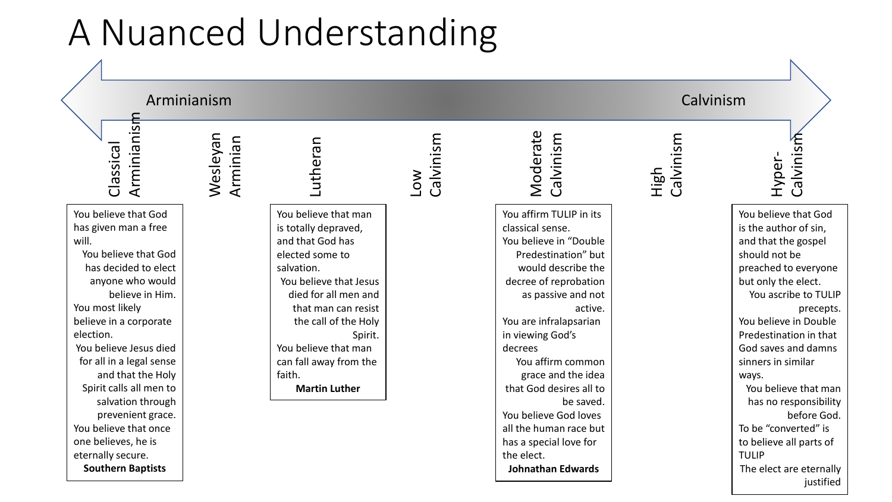# A Nuanced Understanding

Arminianism ⟷ Calvinism

Classical Arminianism | Wesleyan Arminian | Lutheran | Low Calvinism | Moderate Calvinism | High Calvinism | Hyper-Calvinism

**Classical Arminianism**

You believe that God has given man a free will.
You believe that God has decided to elect anyone who would believe in Him.
You most likely believe in a corporate election.
You believe Jesus died for all in a legal sense and that the Holy Spirit calls all men to salvation through prevenient grace.
You believe that once one believes, he is eternally secure.
**Southern Baptists**

**Lutheran**

You believe that man is totally depraved, and that God has elected some to salvation.
You believe that Jesus died for all men and that man can resist the call of the Holy Spirit.
You believe that man can fall away from the faith.
**Martin Luther**

**Moderate Calvinism**

You affirm TULIP in its classical sense.
You believe in "Double Predestination" but would describe the decree of reprobation as passive and not active.
You are infralapsarian in viewing God's decrees
You affirm common grace and the idea that God desires all to be saved.
You believe God loves all the human race but has a special love for the elect.
**Johnathan Edwards**

**Hyper-Calvinism**

You believe that God is the author of sin, and that the gospel should not be preached to everyone but only the elect.
You ascribe to TULIP precepts.
You believe in Double Predestination in that God saves and damns sinners in similar ways.
You believe that man has no responsibility before God.
To be "converted" is to believe all parts of TULIP
The elect are eternally justified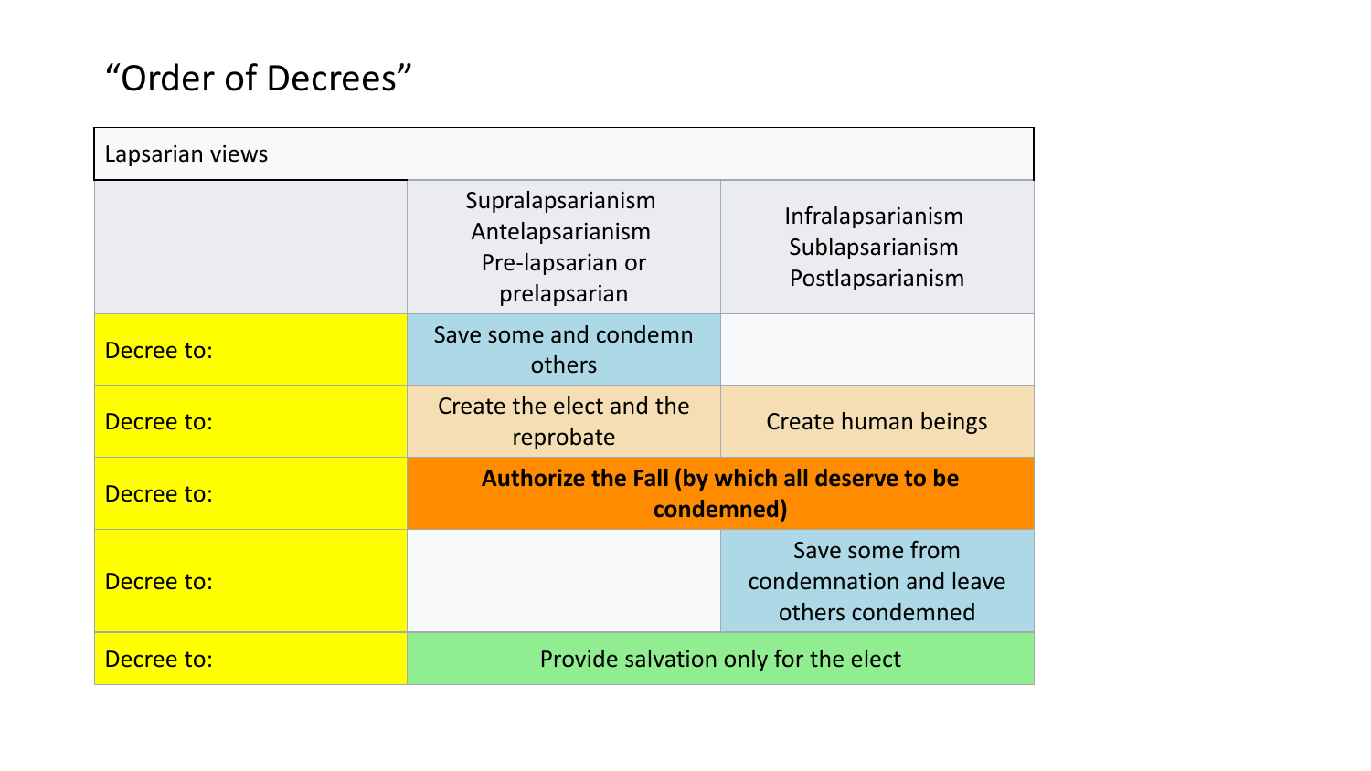# "Order of Decrees"

| Lapsarian views | | |
|---|---|---|
| | Supralapsarianism Antelapsarianism Pre-lapsarian or prelapsarian | Infralapsarianism Sublapsarianism Postlapsarianism |
| Decree to: | Save some and condemn others | |
| Decree to: | Create the elect and the reprobate | Create human beings |
| Decree to: | **Authorize the Fall (by which all deserve to be condemned)** | |
| Decree to: | | Save some from condemnation and leave others condemned |
| Decree to: | Provide salvation only for the elect | |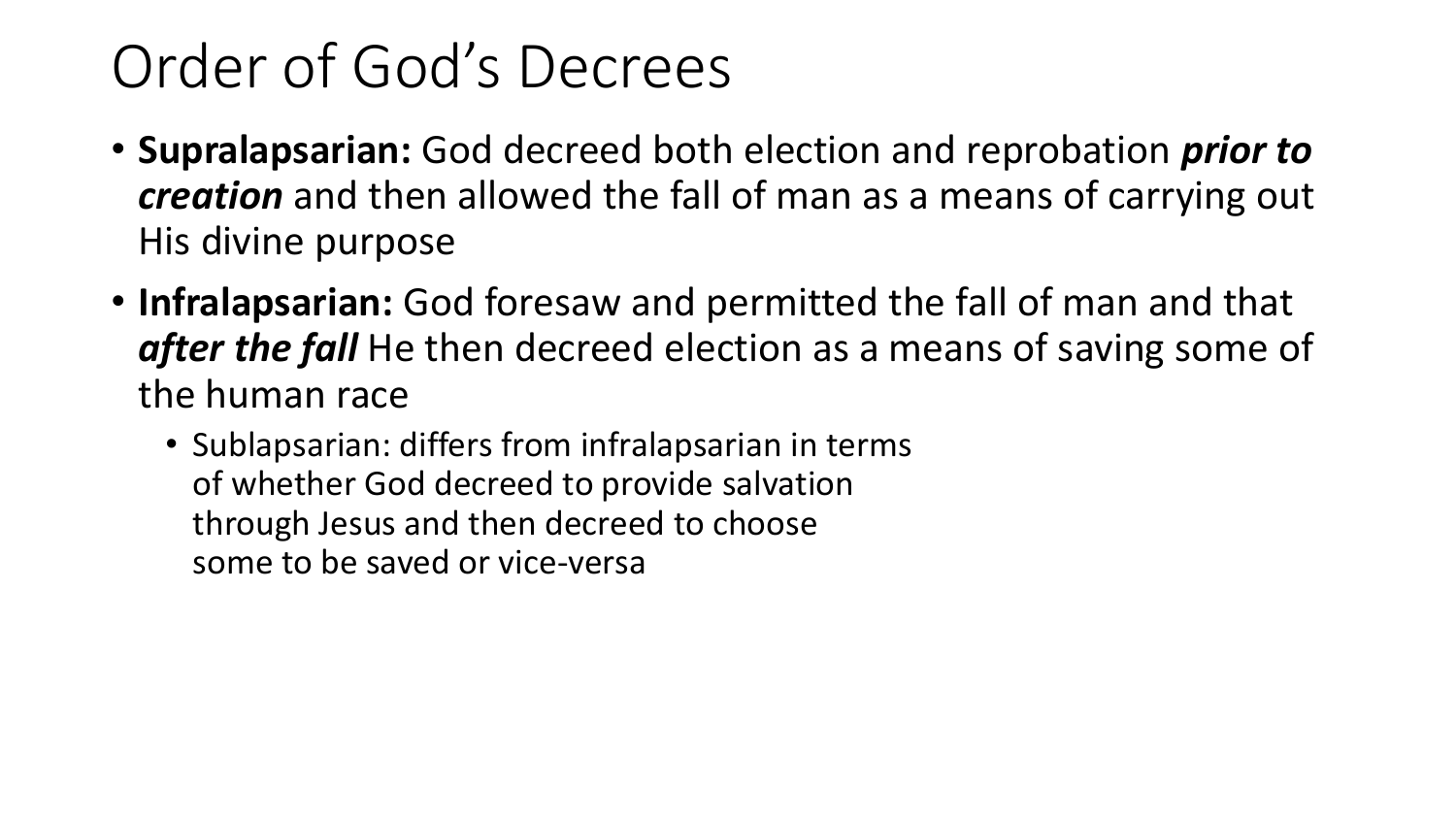# Order of God’s Decrees

- **Supralapsarian:** God decreed both election and reprobation ***prior to creation*** and then allowed the fall of man as a means of carrying out His divine purpose
- **Infralapsarian:** God foresaw and permitted the fall of man and that ***after the fall*** He then decreed election as a means of saving some of the human race
  - Sublapsarian: differs from infralapsarian in terms of whether God decreed to provide salvation through Jesus and then decreed to choose some to be saved or vice-versa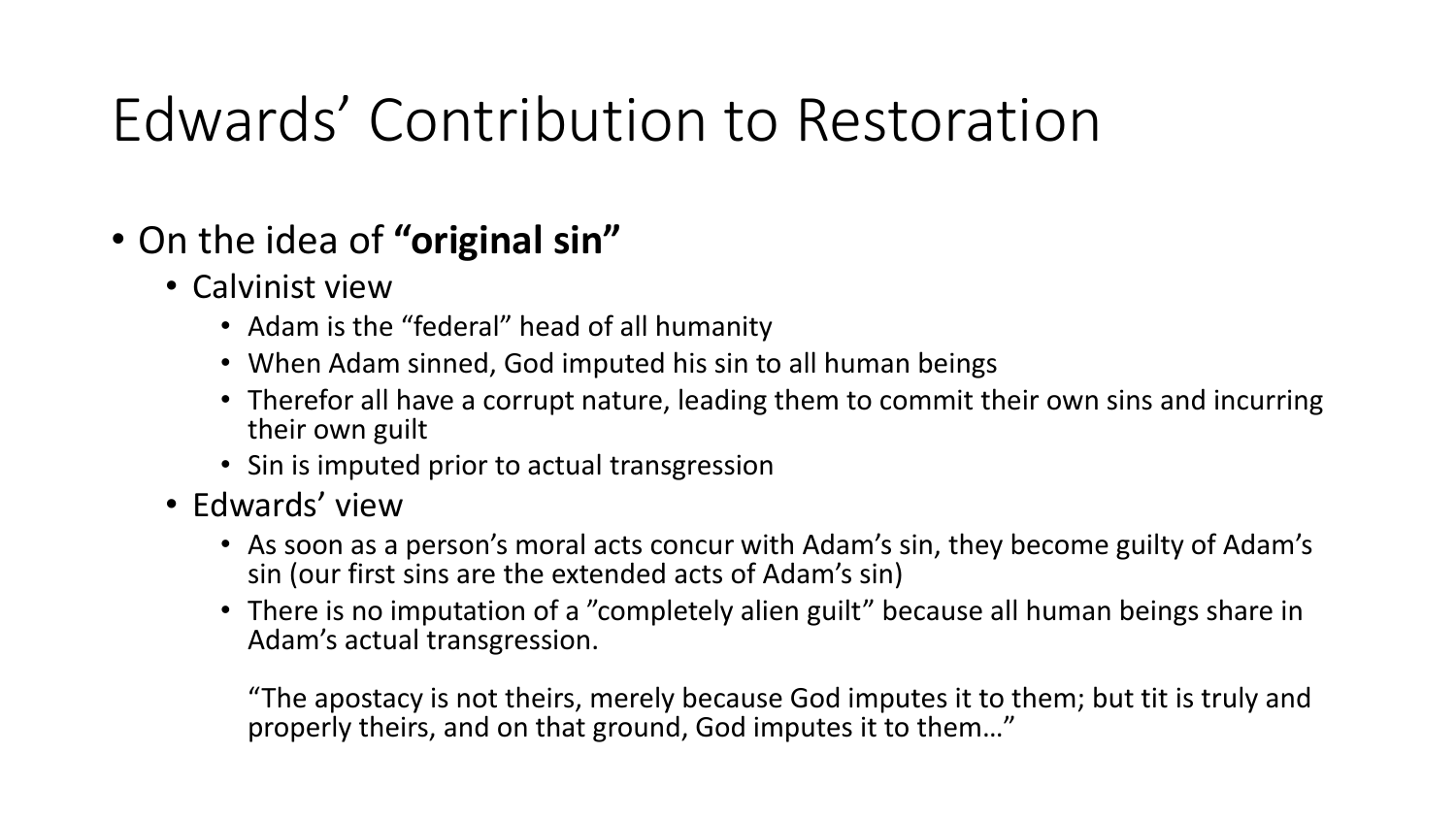# Edwards' Contribution to Restoration

- On the idea of **"original sin"**
  - Calvinist view
    - Adam is the "federal" head of all humanity
    - When Adam sinned, God imputed his sin to all human beings
    - Therefor all have a corrupt nature, leading them to commit their own sins and incurring their own guilt
    - Sin is imputed prior to actual transgression
  - Edwards' view
    - As soon as a person's moral acts concur with Adam's sin, they become guilty of Adam's sin (our first sins are the extended acts of Adam's sin)
    - There is no imputation of a "completely alien guilt" because all human beings share in Adam's actual transgression.

      "The apostacy is not theirs, merely because God imputes it to them; but tit is truly and properly theirs, and on that ground, God imputes it to them…"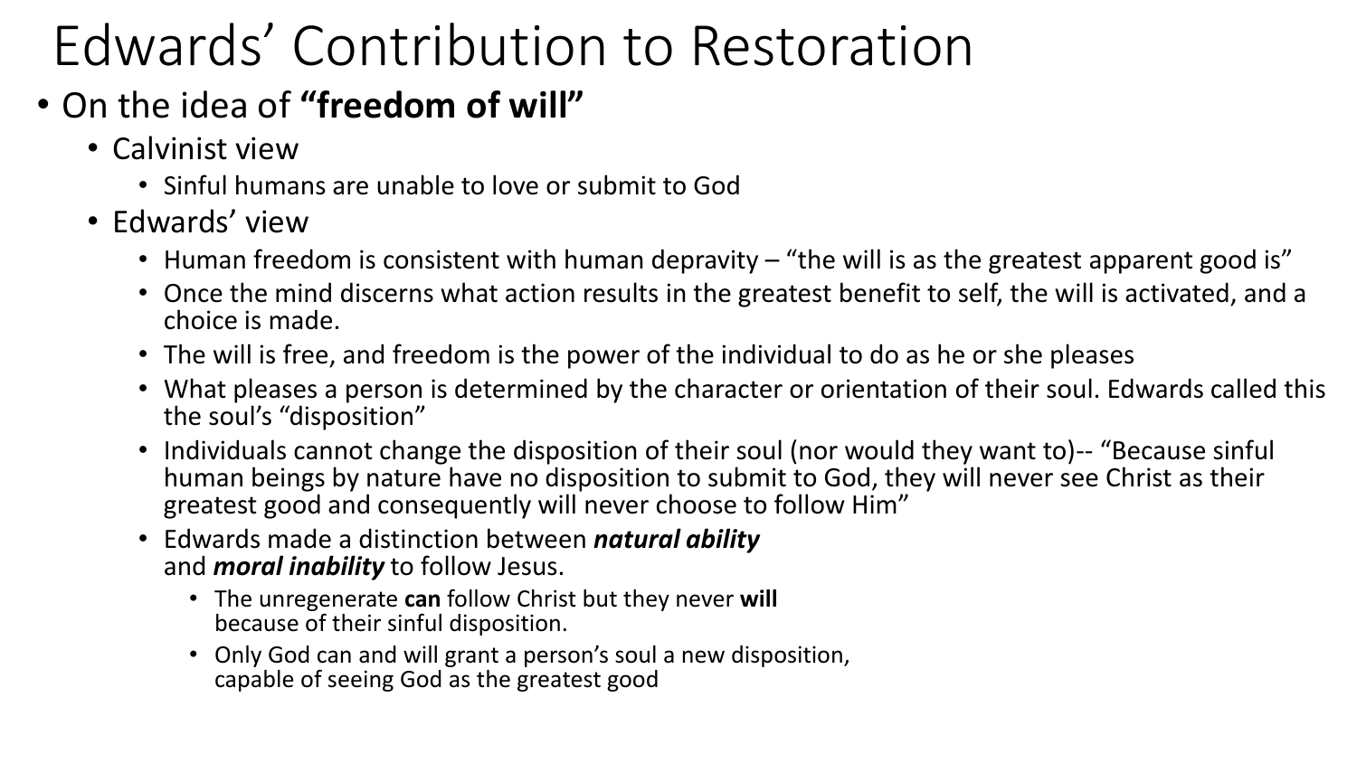# Edwards' Contribution to Restoration

- On the idea of **"freedom of will"**
  - Calvinist view
    - Sinful humans are unable to love or submit to God
  - Edwards' view
    - Human freedom is consistent with human depravity – "the will is as the greatest apparent good is"
    - Once the mind discerns what action results in the greatest benefit to self, the will is activated, and a choice is made.
    - The will is free, and freedom is the power of the individual to do as he or she pleases
    - What pleases a person is determined by the character or orientation of their soul. Edwards called this the soul's "disposition"
    - Individuals cannot change the disposition of their soul (nor would they want to)-- "Because sinful human beings by nature have no disposition to submit to God, they will never see Christ as their greatest good and consequently will never choose to follow Him"
    - Edwards made a distinction between ***natural ability*** and ***moral inability*** to follow Jesus.
      - The unregenerate **can** follow Christ but they never **will** because of their sinful disposition.
      - Only God can and will grant a person's soul a new disposition, capable of seeing God as the greatest good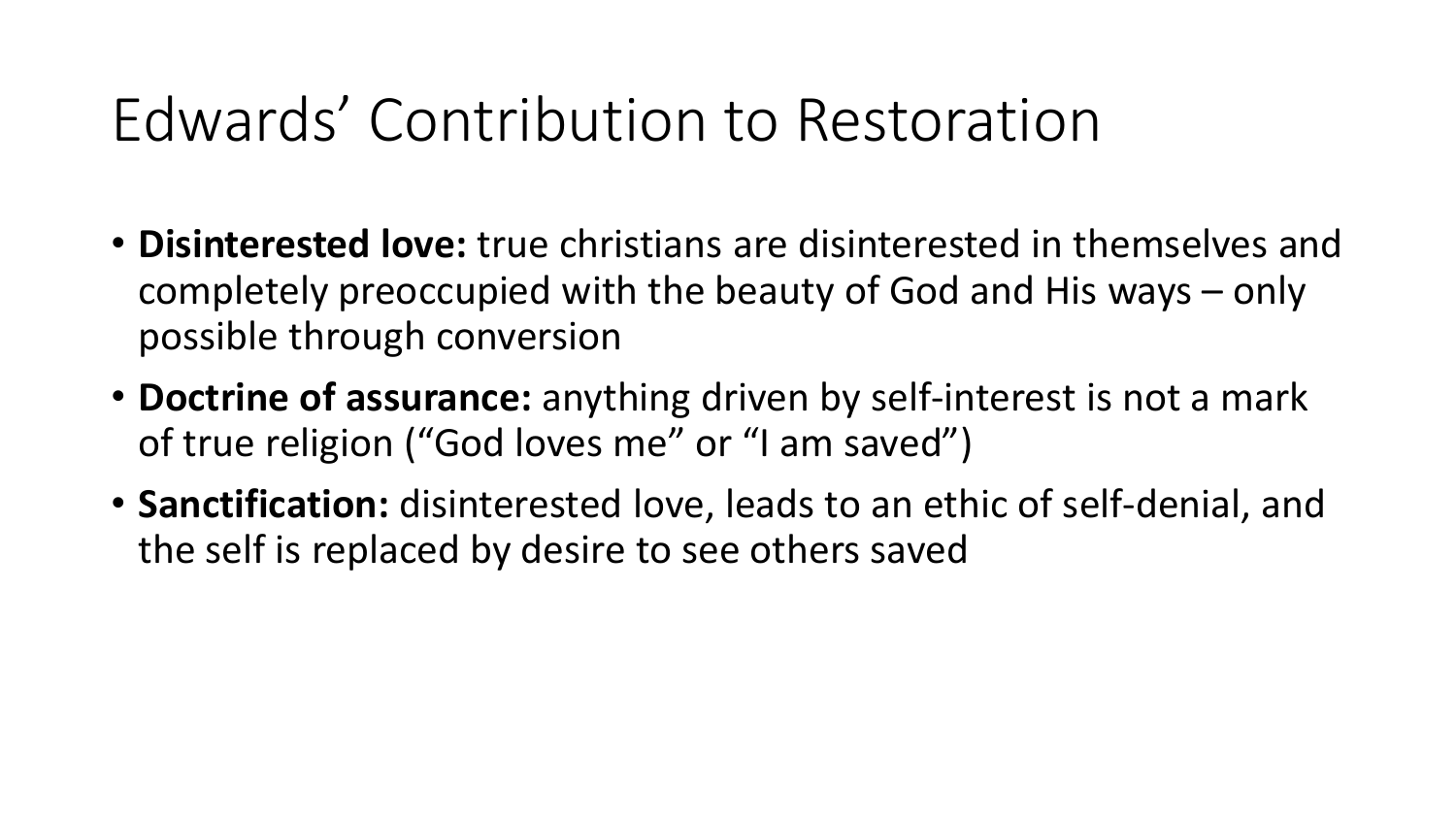# Edwards' Contribution to Restoration

- **Disinterested love:** true christians are disinterested in themselves and completely preoccupied with the beauty of God and His ways – only possible through conversion
- **Doctrine of assurance:** anything driven by self-interest is not a mark of true religion ("God loves me" or "I am saved")
- **Sanctification:** disinterested love, leads to an ethic of self-denial, and the self is replaced by desire to see others saved